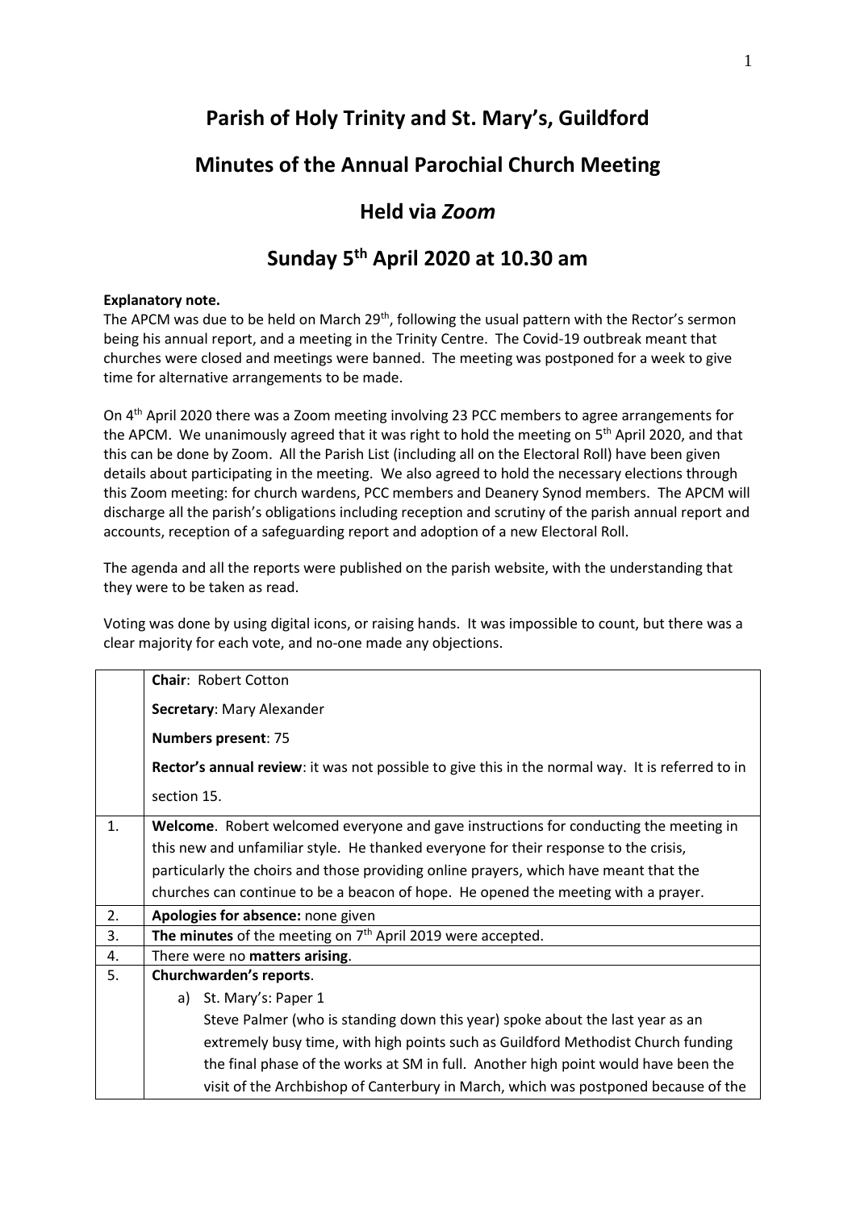# Parish of Holy Trinity and St. Mary's, Guildford

## Minutes of the Annual Parochial Church Meeting

## Held via *Zoom*

## Sunday 5th April 2020 at 10.30 am

**Explanatory note.**

The APCM was due to be held on March 29th, following the usual pattern with the Rector's sermon being his annual report, and a meeting in the Trinity Centre. The Covid-19 outbreak meant that churches were closed and meetings were banned. The meeting was postponed for a week to give time for alternative arrangements to be made.

On 4th April 2020 there was a Zoom meeting involving 23 PCC members to agree arrangements for the APCM. We unanimously agreed that it was right to hold the meeting on 5th April 2020, and that this can be done by Zoom. All the Parish List (including all on the Electoral Roll) have been given details about participating in the meeting. We also agreed to hold the necessary elections through this Zoom meeting: for church wardens, PCC members and Deanery Synod members. The APCM will discharge all the parish's obligations including reception and scrutiny of the parish annual report and accounts, reception of a safeguarding report and adoption of a new Electoral Roll.

The agenda and all the reports were published on the parish website, with the understanding that they were to be taken as read.

Voting was done by using digital icons, or raising hands. It was impossible to count, but there was a clear majority for each vote, and no-one made any objections.

| | |
|---|---|
| | **Chair**: Robert Cotton<br>**Secretary**: Mary Alexander<br>**Numbers present**: 75<br>**Rector's annual review**: it was not possible to give this in the normal way. It is referred to in section 15. |
| 1. | **Welcome**. Robert welcomed everyone and gave instructions for conducting the meeting in this new and unfamiliar style. He thanked everyone for their response to the crisis, particularly the choirs and those providing online prayers, which have meant that the churches can continue to be a beacon of hope. He opened the meeting with a prayer. |
| 2. | **Apologies for absence:** none given |
| 3. | **The minutes** of the meeting on 7th April 2019 were accepted. |
| 4. | There were no **matters arising**. |
| 5. | **Churchwarden's reports**.<br>a) St. Mary's: Paper 1<br>Steve Palmer (who is standing down this year) spoke about the last year as an extremely busy time, with high points such as Guildford Methodist Church funding the final phase of the works at SM in full. Another high point would have been the visit of the Archbishop of Canterbury in March, which was postponed because of the |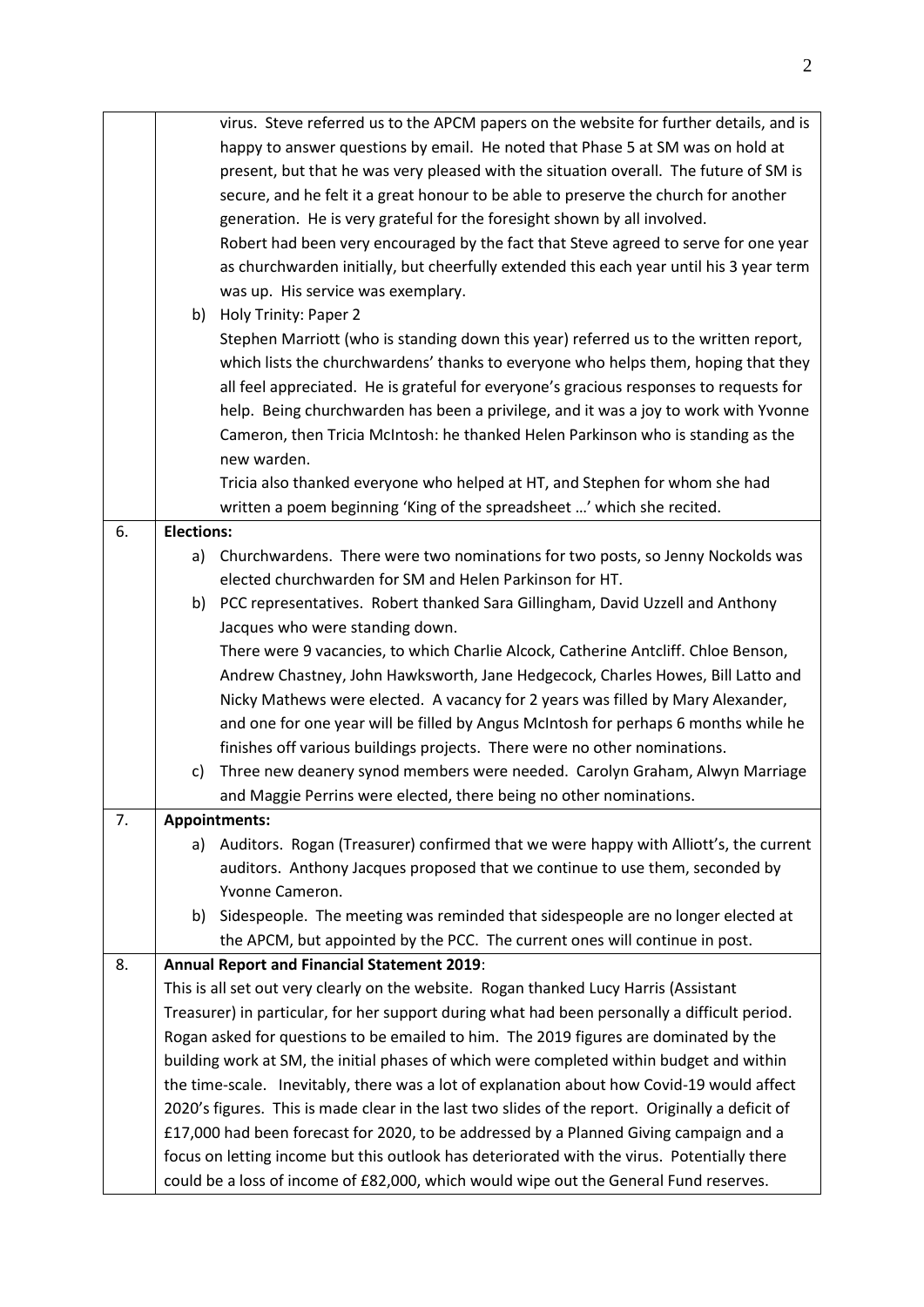| | |
|---|---|
| | virus. Steve referred us to the APCM papers on the website for further details, and is happy to answer questions by email. He noted that Phase 5 at SM was on hold at present, but that he was very pleased with the situation overall. The future of SM is secure, and he felt it a great honour to be able to preserve the church for another generation. He is very grateful for the foresight shown by all involved.<br>Robert had been very encouraged by the fact that Steve agreed to serve for one year as churchwarden initially, but cheerfully extended this each year until his 3 year term was up. His service was exemplary.<br>b) Holy Trinity: Paper 2<br>Stephen Marriott (who is standing down this year) referred us to the written report, which lists the churchwardens' thanks to everyone who helps them, hoping that they all feel appreciated. He is grateful for everyone's gracious responses to requests for help. Being churchwarden has been a privilege, and it was a joy to work with Yvonne Cameron, then Tricia McIntosh: he thanked Helen Parkinson who is standing as the new warden.<br>Tricia also thanked everyone who helped at HT, and Stephen for whom she had written a poem beginning 'King of the spreadsheet …' which she recited. |
| 6. | **Elections:**<br>a) Churchwardens. There were two nominations for two posts, so Jenny Nockolds was elected churchwarden for SM and Helen Parkinson for HT.<br>b) PCC representatives. Robert thanked Sara Gillingham, David Uzzell and Anthony Jacques who were standing down.<br>There were 9 vacancies, to which Charlie Alcock, Catherine Antcliff. Chloe Benson, Andrew Chastney, John Hawksworth, Jane Hedgecock, Charles Howes, Bill Latto and Nicky Mathews were elected. A vacancy for 2 years was filled by Mary Alexander, and one for one year will be filled by Angus McIntosh for perhaps 6 months while he finishes off various buildings projects. There were no other nominations.<br>c) Three new deanery synod members were needed. Carolyn Graham, Alwyn Marriage and Maggie Perrins were elected, there being no other nominations. |
| 7. | **Appointments:**<br>a) Auditors. Rogan (Treasurer) confirmed that we were happy with Alliott's, the current auditors. Anthony Jacques proposed that we continue to use them, seconded by Yvonne Cameron.<br>b) Sidespeople. The meeting was reminded that sidespeople are no longer elected at the APCM, but appointed by the PCC. The current ones will continue in post. |
| 8. | **Annual Report and Financial Statement 2019**:<br>This is all set out very clearly on the website. Rogan thanked Lucy Harris (Assistant Treasurer) in particular, for her support during what had been personally a difficult period. Rogan asked for questions to be emailed to him. The 2019 figures are dominated by the building work at SM, the initial phases of which were completed within budget and within the time-scale. Inevitably, there was a lot of explanation about how Covid-19 would affect 2020's figures. This is made clear in the last two slides of the report. Originally a deficit of £17,000 had been forecast for 2020, to be addressed by a Planned Giving campaign and a focus on letting income but this outlook has deteriorated with the virus. Potentially there could be a loss of income of £82,000, which would wipe out the General Fund reserves. |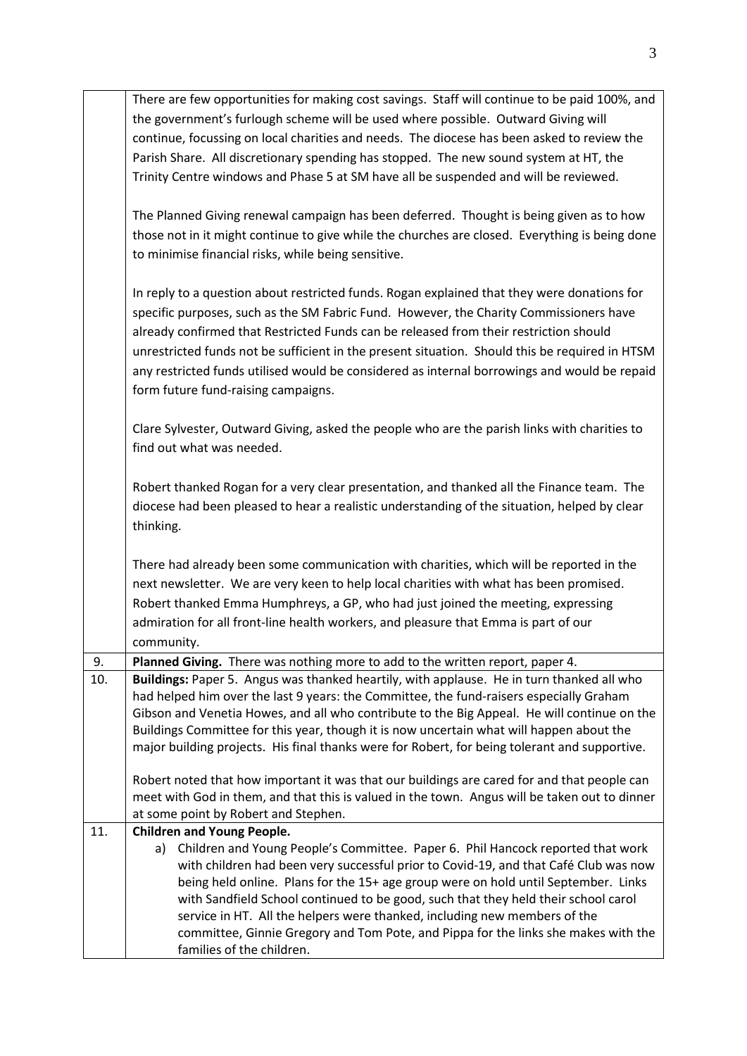| | |
|---|---|
| | There are few opportunities for making cost savings. Staff will continue to be paid 100%, and the government's furlough scheme will be used where possible. Outward Giving will continue, focussing on local charities and needs. The diocese has been asked to review the Parish Share. All discretionary spending has stopped. The new sound system at HT, the Trinity Centre windows and Phase 5 at SM have all been suspended and will be reviewed.<br><br>The Planned Giving renewal campaign has been deferred. Thought is being given as to how those not in it might continue to give while the churches are closed. Everything is being done to minimise financial risks, while being sensitive.<br><br>In reply to a question about restricted funds. Rogan explained that they were donations for specific purposes, such as the SM Fabric Fund. However, the Charity Commissioners have already confirmed that Restricted Funds can be released from their restriction should unrestricted funds not be sufficient in the present situation. Should this be required in HTSM any restricted funds utilised would be considered as internal borrowings and would be repaid form future fund-raising campaigns.<br><br>Clare Sylvester, Outward Giving, asked the people who are the parish links with charities to find out what was needed.<br><br>Robert thanked Rogan for a very clear presentation, and thanked all the Finance team. The diocese had been pleased to hear a realistic understanding of the situation, helped by clear thinking.<br><br>There had already been some communication with charities, which will be reported in the next newsletter. We are very keen to help local charities with what has been promised. Robert thanked Emma Humphreys, a GP, who had just joined the meeting, expressing admiration for all front-line health workers, and pleasure that Emma is part of our community. |
| 9. | **Planned Giving.** There was nothing more to add to the written report, paper 4. |
| 10. | **Buildings:** Paper 5. Angus was thanked heartily, with applause. He in turn thanked all who had helped him over the last 9 years: the Committee, the fund-raisers especially Graham Gibson and Venetia Howes, and all who contribute to the Big Appeal. He will continue on the Buildings Committee for this year, though it is now uncertain what will happen about the major building projects. His final thanks were for Robert, for being tolerant and supportive.<br><br>Robert noted that how important it was that our buildings are cared for and that people can meet with God in them, and that this is valued in the town. Angus will be taken out to dinner at some point by Robert and Stephen. |
| 11. | **Children and Young People.**<br>a) Children and Young People's Committee. Paper 6. Phil Hancock reported that work with children had been very successful prior to Covid-19, and that Café Club was now being held online. Plans for the 15+ age group were on hold until September. Links with Sandfield School continued to be good, such that they held their school carol service in HT. All the helpers were thanked, including new members of the committee, Ginnie Gregory and Tom Pote, and Pippa for the links she makes with the families of the children. |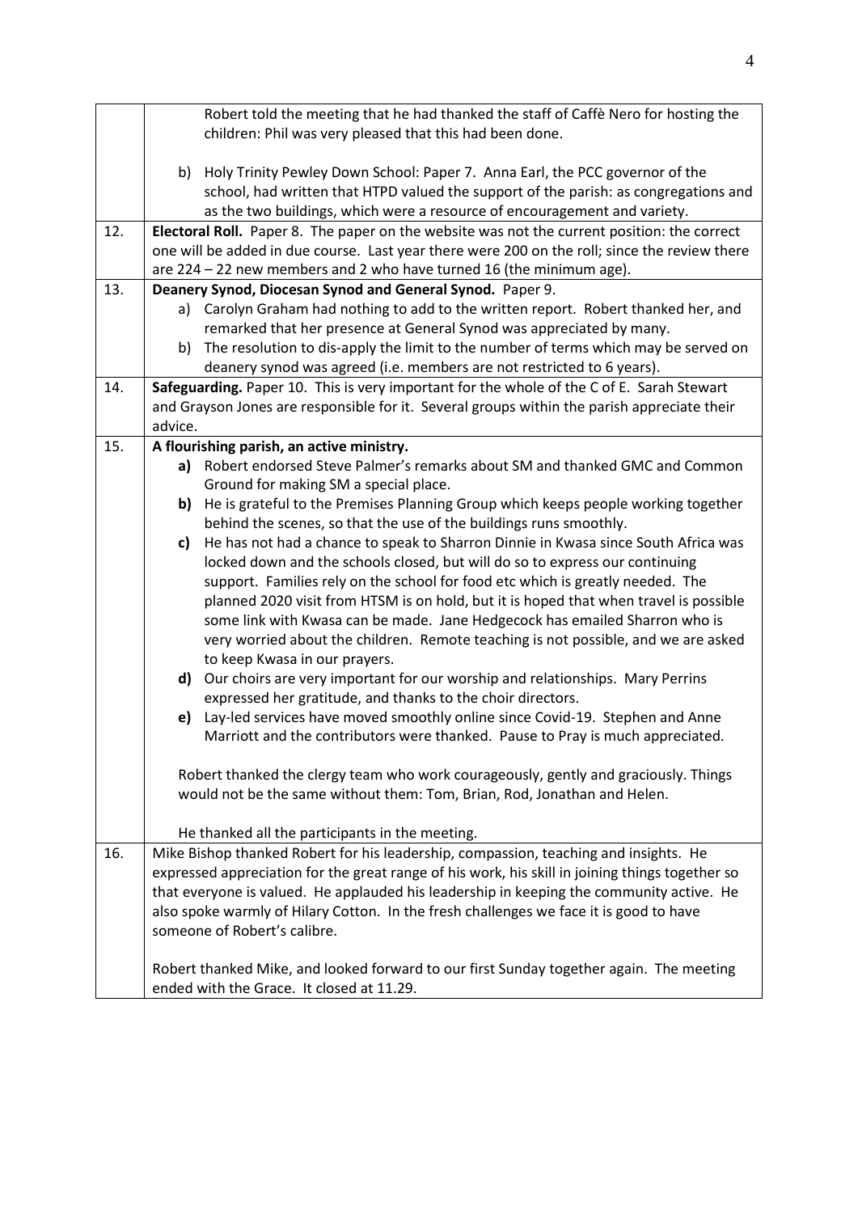| | |
|---|---|
| | Robert told the meeting that he had thanked the staff of Caffè Nero for hosting the children: Phil was very pleased that this had been done.<br><br>b) Holy Trinity Pewley Down School: Paper 7. Anna Earl, the PCC governor of the school, had written that HTPD valued the support of the parish: as congregations and as the two buildings, which were a resource of encouragement and variety. |
| 12. | **Electoral Roll.** Paper 8. The paper on the website was not the current position: the correct one will be added in due course. Last year there were 200 on the roll; since the review there are 224 – 22 new members and 2 who have turned 16 (the minimum age). |
| 13. | **Deanery Synod, Diocesan Synod and General Synod.** Paper 9.<br>a) Carolyn Graham had nothing to add to the written report. Robert thanked her, and remarked that her presence at General Synod was appreciated by many.<br>b) The resolution to dis-apply the limit to the number of terms which may be served on deanery synod was agreed (i.e. members are not restricted to 6 years). |
| 14. | **Safeguarding.** Paper 10. This is very important for the whole of the C of E. Sarah Stewart and Grayson Jones are responsible for it. Several groups within the parish appreciate their advice. |
| 15. | **A flourishing parish, an active ministry.**<br>**a)** Robert endorsed Steve Palmer's remarks about SM and thanked GMC and Common Ground for making SM a special place.<br>**b)** He is grateful to the Premises Planning Group which keeps people working together behind the scenes, so that the use of the buildings runs smoothly.<br>**c)** He has not had a chance to speak to Sharron Dinnie in Kwasa since South Africa was locked down and the schools closed, but will do so to express our continuing support. Families rely on the school for food etc which is greatly needed. The planned 2020 visit from HTSM is on hold, but it is hoped that when travel is possible some link with Kwasa can be made. Jane Hedgecock has emailed Sharron who is very worried about the children. Remote teaching is not possible, and we are asked to keep Kwasa in our prayers.<br>**d)** Our choirs are very important for our worship and relationships. Mary Perrins expressed her gratitude, and thanks to the choir directors.<br>**e)** Lay-led services have moved smoothly online since Covid-19. Stephen and Anne Marriott and the contributors were thanked. Pause to Pray is much appreciated.<br><br>Robert thanked the clergy team who work courageously, gently and graciously. Things would not be the same without them: Tom, Brian, Rod, Jonathan and Helen.<br><br>He thanked all the participants in the meeting. |
| 16. | Mike Bishop thanked Robert for his leadership, compassion, teaching and insights. He expressed appreciation for the great range of his work, his skill in joining things together so that everyone is valued. He applauded his leadership in keeping the community active. He also spoke warmly of Hilary Cotton. In the fresh challenges we face it is good to have someone of Robert's calibre.<br><br>Robert thanked Mike, and looked forward to our first Sunday together again. The meeting ended with the Grace. It closed at 11.29. |